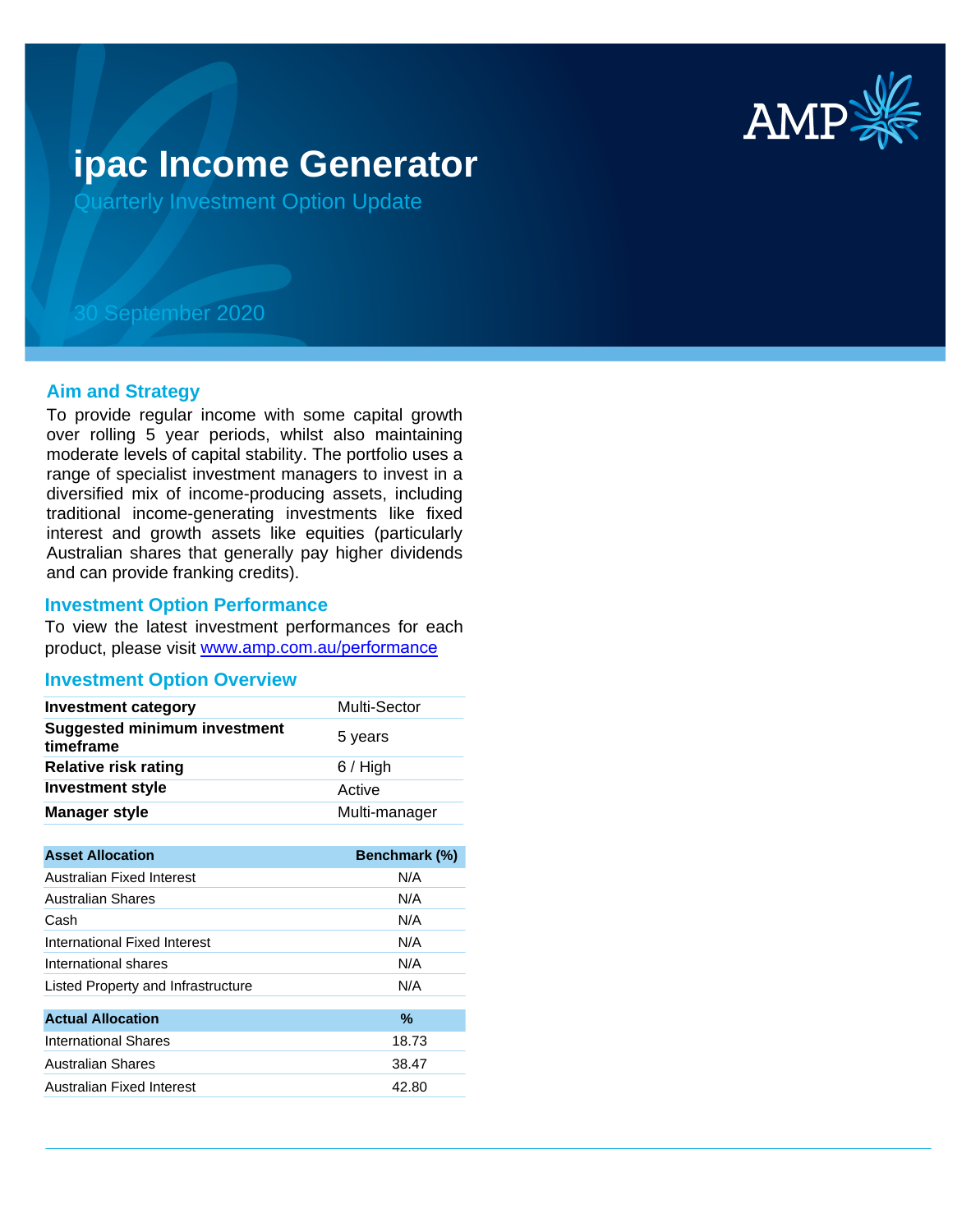# ipac Income Generator

Quarterly Investment Option Update

30 September 2020

## Aim and Strategy

To provide regular income with some capital growth over rolling 5 year periods, whilst also maintaining moderate levels of capital stability. The portfolio uses a range of specialist investment managers to invest in a diversified mix of income-producing assets, including traditional income-generating investments like fixed interest and growth assets like equities (particularly Australian shares that generally pay higher dividends and can provide franking credits).

## Investment Option Performance

To view the latest investment performances for each product, please visit [www.amp.com.au/performance](www.amp.com.au/performance)

## Investment Option Overview

| | |
|---|---|
| **Investment category** | Multi-Sector |
| **Suggested minimum investment timeframe** | 5 years |
| **Relative risk rating** | 6 / High |
| **Investment style** | Active |
| **Manager style** | Multi-manager |

| Asset Allocation | Benchmark (%) |
|---|---|
| Australian Fixed Interest | N/A |
| Australian Shares | N/A |
| Cash | N/A |
| International Fixed Interest | N/A |
| International shares | N/A |
| Listed Property and Infrastructure | N/A |

| Actual Allocation | % |
|---|---|
| International Shares | 18.73 |
| Australian Shares | 38.47 |
| Australian Fixed Interest | 42.80 |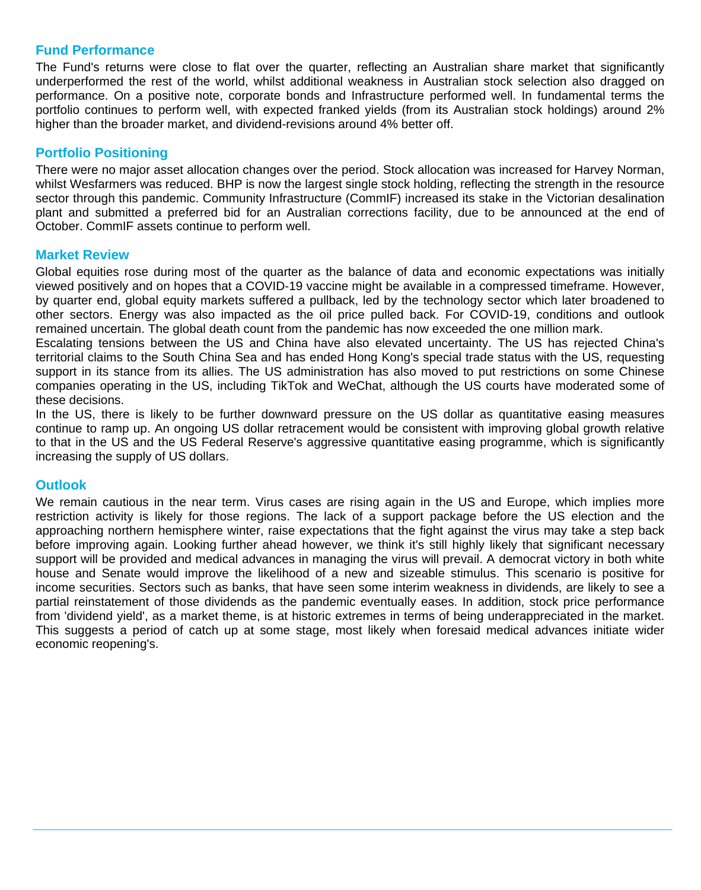## Fund Performance

The Fund's returns were close to flat over the quarter, reflecting an Australian share market that significantly underperformed the rest of the world, whilst additional weakness in Australian stock selection also dragged on performance. On a positive note, corporate bonds and Infrastructure performed well. In fundamental terms the portfolio continues to perform well, with expected franked yields (from its Australian stock holdings) around 2% higher than the broader market, and dividend-revisions around 4% better off.

## Portfolio Positioning

There were no major asset allocation changes over the period. Stock allocation was increased for Harvey Norman, whilst Wesfarmers was reduced. BHP is now the largest single stock holding, reflecting the strength in the resource sector through this pandemic. Community Infrastructure (CommIF) increased its stake in the Victorian desalination plant and submitted a preferred bid for an Australian corrections facility, due to be announced at the end of October. CommIF assets continue to perform well.

## Market Review

Global equities rose during most of the quarter as the balance of data and economic expectations was initially viewed positively and on hopes that a COVID-19 vaccine might be available in a compressed timeframe. However, by quarter end, global equity markets suffered a pullback, led by the technology sector which later broadened to other sectors. Energy was also impacted as the oil price pulled back. For COVID-19, conditions and outlook remained uncertain. The global death count from the pandemic has now exceeded the one million mark.

Escalating tensions between the US and China have also elevated uncertainty. The US has rejected China's territorial claims to the South China Sea and has ended Hong Kong's special trade status with the US, requesting support in its stance from its allies. The US administration has also moved to put restrictions on some Chinese companies operating in the US, including TikTok and WeChat, although the US courts have moderated some of these decisions.

In the US, there is likely to be further downward pressure on the US dollar as quantitative easing measures continue to ramp up. An ongoing US dollar retracement would be consistent with improving global growth relative to that in the US and the US Federal Reserve's aggressive quantitative easing programme, which is significantly increasing the supply of US dollars.

## Outlook

We remain cautious in the near term. Virus cases are rising again in the US and Europe, which implies more restriction activity is likely for those regions. The lack of a support package before the US election and the approaching northern hemisphere winter, raise expectations that the fight against the virus may take a step back before improving again. Looking further ahead however, we think it's still highly likely that significant necessary support will be provided and medical advances in managing the virus will prevail. A democrat victory in both white house and Senate would improve the likelihood of a new and sizeable stimulus. This scenario is positive for income securities. Sectors such as banks, that have seen some interim weakness in dividends, are likely to see a partial reinstatement of those dividends as the pandemic eventually eases. In addition, stock price performance from 'dividend yield', as a market theme, is at historic extremes in terms of being underappreciated in the market. This suggests a period of catch up at some stage, most likely when foresaid medical advances initiate wider economic reopening's.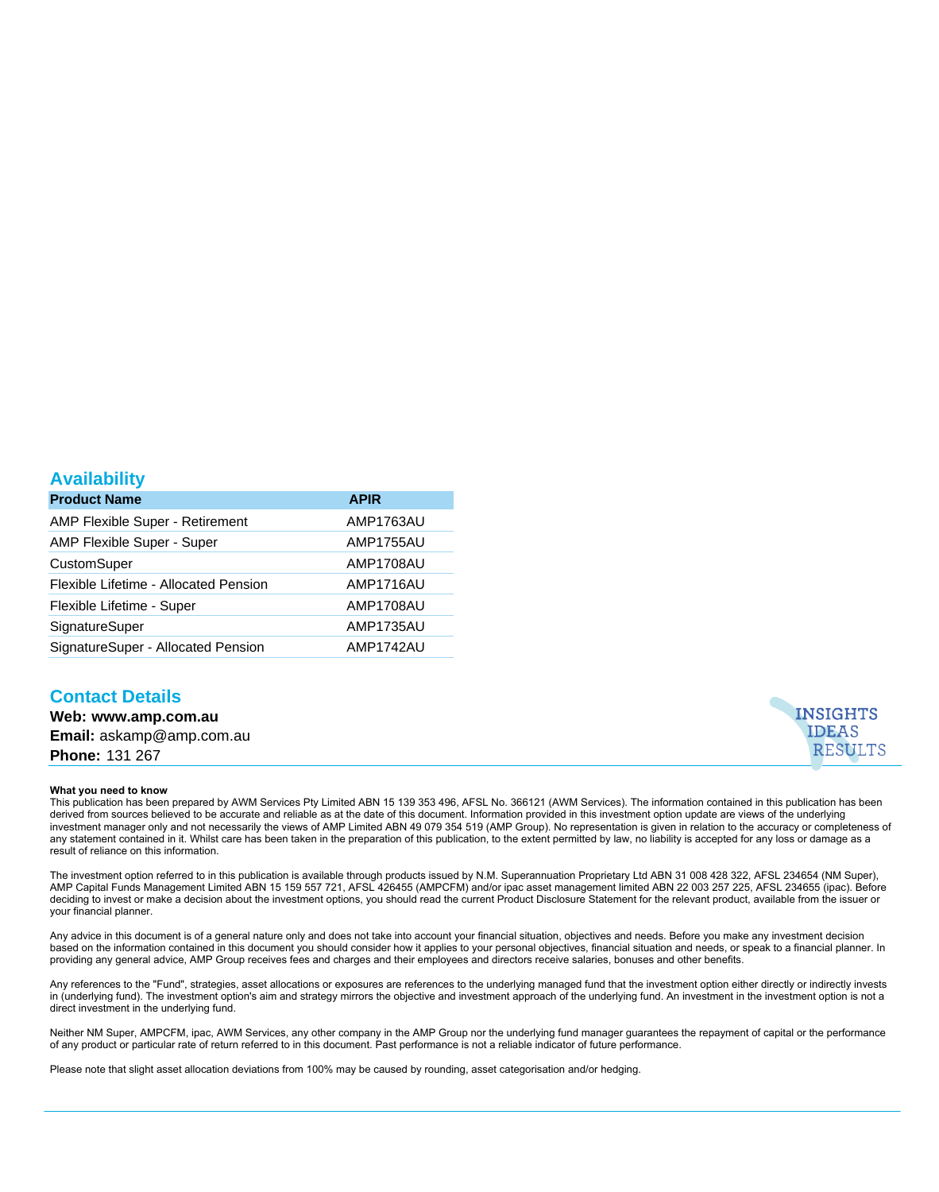## Availability

| Product Name | APIR |
|---|---|
| AMP Flexible Super - Retirement | AMP1763AU |
| AMP Flexible Super - Super | AMP1755AU |
| CustomSuper | AMP1708AU |
| Flexible Lifetime - Allocated Pension | AMP1716AU |
| Flexible Lifetime - Super | AMP1708AU |
| SignatureSuper | AMP1735AU |
| SignatureSuper - Allocated Pension | AMP1742AU |

## Contact Details

**Web: www.amp.com.au**
**Email:** askamp@amp.com.au
**Phone:** 131 267

INSIGHTS
IDEAS
RESULTS

**What you need to know**
This publication has been prepared by AWM Services Pty Limited ABN 15 139 353 496, AFSL No. 366121 (AWM Services). The information contained in this publication has been derived from sources believed to be accurate and reliable as at the date of this document. Information provided in this investment option update are views of the underlying investment manager only and not necessarily the views of AMP Limited ABN 49 079 354 519 (AMP Group). No representation is given in relation to the accuracy or completeness of any statement contained in it. Whilst care has been taken in the preparation of this publication, to the extent permitted by law, no liability is accepted for any loss or damage as a result of reliance on this information.

The investment option referred to in this publication is available through products issued by N.M. Superannuation Proprietary Ltd ABN 31 008 428 322, AFSL 234654 (NM Super), AMP Capital Funds Management Limited ABN 15 159 557 721, AFSL 426455 (AMPCFM) and/or ipac asset management limited ABN 22 003 257 225, AFSL 234655 (ipac). Before deciding to invest or make a decision about the investment options, you should read the current Product Disclosure Statement for the relevant product, available from the issuer or your financial planner.

Any advice in this document is of a general nature only and does not take into account your financial situation, objectives and needs. Before you make any investment decision based on the information contained in this document you should consider how it applies to your personal objectives, financial situation and needs, or speak to a financial planner. In providing any general advice, AMP Group receives fees and charges and their employees and directors receive salaries, bonuses and other benefits.

Any references to the "Fund", strategies, asset allocations or exposures are references to the underlying managed fund that the investment option either directly or indirectly invests in (underlying fund). The investment option's aim and strategy mirrors the objective and investment approach of the underlying fund. An investment in the investment option is not a direct investment in the underlying fund.

Neither NM Super, AMPCFM, ipac, AWM Services, any other company in the AMP Group nor the underlying fund manager guarantees the repayment of capital or the performance of any product or particular rate of return referred to in this document. Past performance is not a reliable indicator of future performance.

Please note that slight asset allocation deviations from 100% may be caused by rounding, asset categorisation and/or hedging.